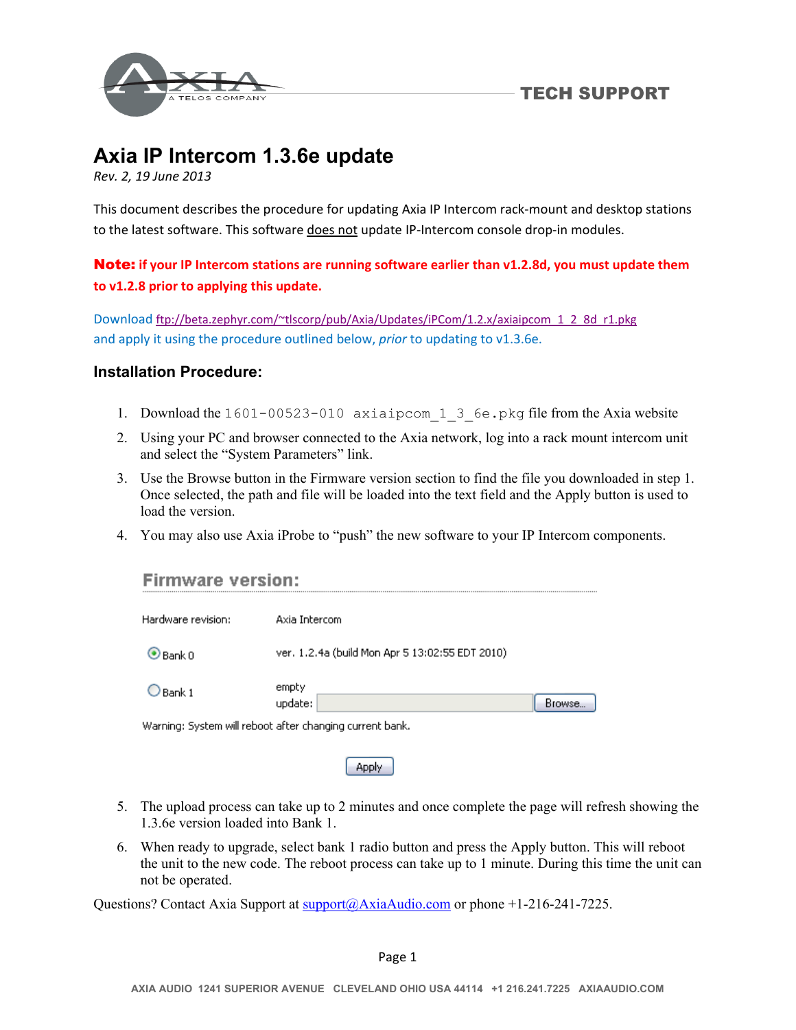TECH SUPPORT

# Axia IP Intercom 1.3.6e update

*Rev. 2, 19 June 2013*

This document describes the procedure for updating Axia IP Intercom rack-mount and desktop stations to the latest software. This software does not update IP-Intercom console drop-in modules.

**Note: if your IP Intercom stations are running software earlier than v1.2.8d, you must update them to v1.2.8 prior to applying this update.**

Download ftp://beta.zephyr.com/~tlscorp/pub/Axia/Updates/iPCom/1.2.x/axiaipcom_1_2_8d_r1.pkg and apply it using the procedure outlined below, *prior* to updating to v1.3.6e.

### Installation Procedure:

1. Download the `1601-00523-010 axiaipcom_1_3_6e.pkg` file from the Axia website
2. Using your PC and browser connected to the Axia network, log into a rack mount intercom unit and select the "System Parameters" link.
3. Use the Browse button in the Firmware version section to find the file you downloaded in step 1. Once selected, the path and file will be loaded into the text field and the Apply button is used to load the version.
4. You may also use Axia iProbe to "push" the new software to your IP Intercom components.

**Firmware version:**

| | |
|---|---|
| Hardware revision: | Axia Intercom |
| ◉ Bank 0 | ver. 1.2.4a (build Mon Apr 5 13:02:55 EDT 2010) |
| ○ Bank 1 | empty<br>update: [ ] [Browse...] |

Warning: System will reboot after changing current bank.

[Apply]

5. The upload process can take up to 2 minutes and once complete the page will refresh showing the 1.3.6e version loaded into Bank 1.
6. When ready to upgrade, select bank 1 radio button and press the Apply button. This will reboot the unit to the new code. The reboot process can take up to 1 minute. During this time the unit can not be operated.

Questions? Contact Axia Support at support@AxiaAudio.com or phone +1-216-241-7225.

AXIA AUDIO 1241 SUPERIOR AVENUE CLEVELAND OHIO USA 44114 +1 216.241.7225 AXIAAUDIO.COM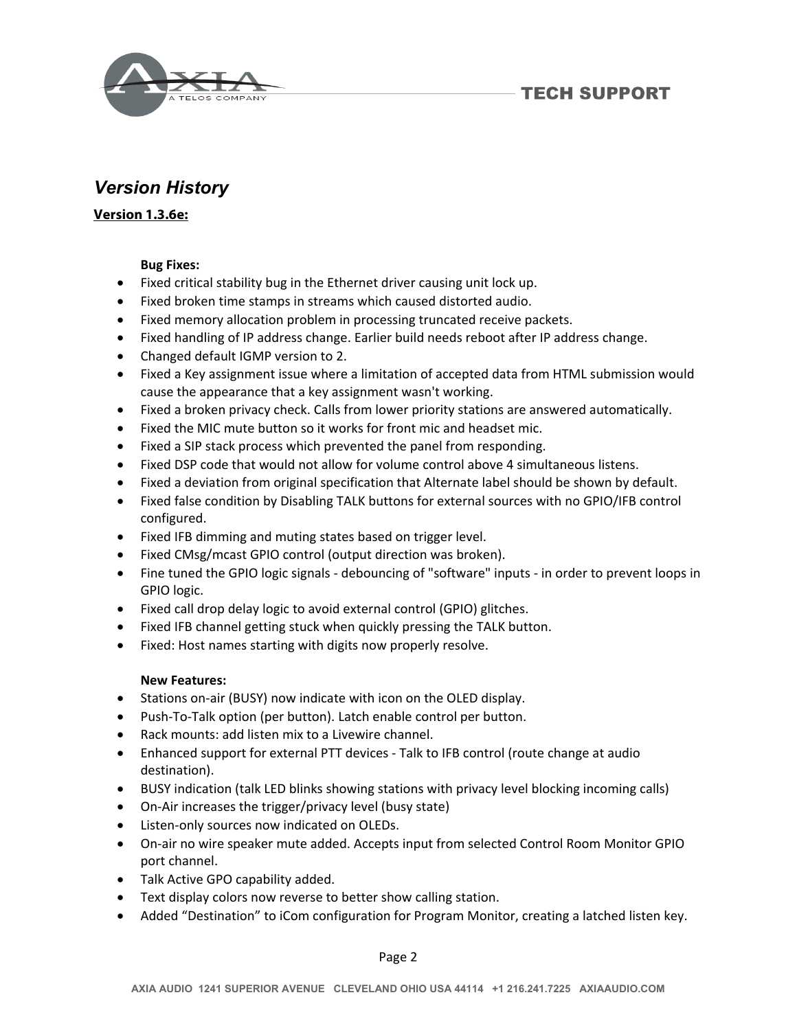## *Version History*

**Version 1.3.6e:**

**Bug Fixes:**

- Fixed critical stability bug in the Ethernet driver causing unit lock up.
- Fixed broken time stamps in streams which caused distorted audio.
- Fixed memory allocation problem in processing truncated receive packets.
- Fixed handling of IP address change. Earlier build needs reboot after IP address change.
- Changed default IGMP version to 2.
- Fixed a Key assignment issue where a limitation of accepted data from HTML submission would cause the appearance that a key assignment wasn't working.
- Fixed a broken privacy check. Calls from lower priority stations are answered automatically.
- Fixed the MIC mute button so it works for front mic and headset mic.
- Fixed a SIP stack process which prevented the panel from responding.
- Fixed DSP code that would not allow for volume control above 4 simultaneous listens.
- Fixed a deviation from original specification that Alternate label should be shown by default.
- Fixed false condition by Disabling TALK buttons for external sources with no GPIO/IFB control configured.
- Fixed IFB dimming and muting states based on trigger level.
- Fixed CMsg/mcast GPIO control (output direction was broken).
- Fine tuned the GPIO logic signals - debouncing of "software" inputs - in order to prevent loops in GPIO logic.
- Fixed call drop delay logic to avoid external control (GPIO) glitches.
- Fixed IFB channel getting stuck when quickly pressing the TALK button.
- Fixed: Host names starting with digits now properly resolve.

**New Features:**

- Stations on-air (BUSY) now indicate with icon on the OLED display.
- Push-To-Talk option (per button). Latch enable control per button.
- Rack mounts: add listen mix to a Livewire channel.
- Enhanced support for external PTT devices - Talk to IFB control (route change at audio destination).
- BUSY indication (talk LED blinks showing stations with privacy level blocking incoming calls)
- On-Air increases the trigger/privacy level (busy state)
- Listen-only sources now indicated on OLEDs.
- On-air no wire speaker mute added. Accepts input from selected Control Room Monitor GPIO port channel.
- Talk Active GPO capability added.
- Text display colors now reverse to better show calling station.
- Added "Destination" to iCom configuration for Program Monitor, creating a latched listen key.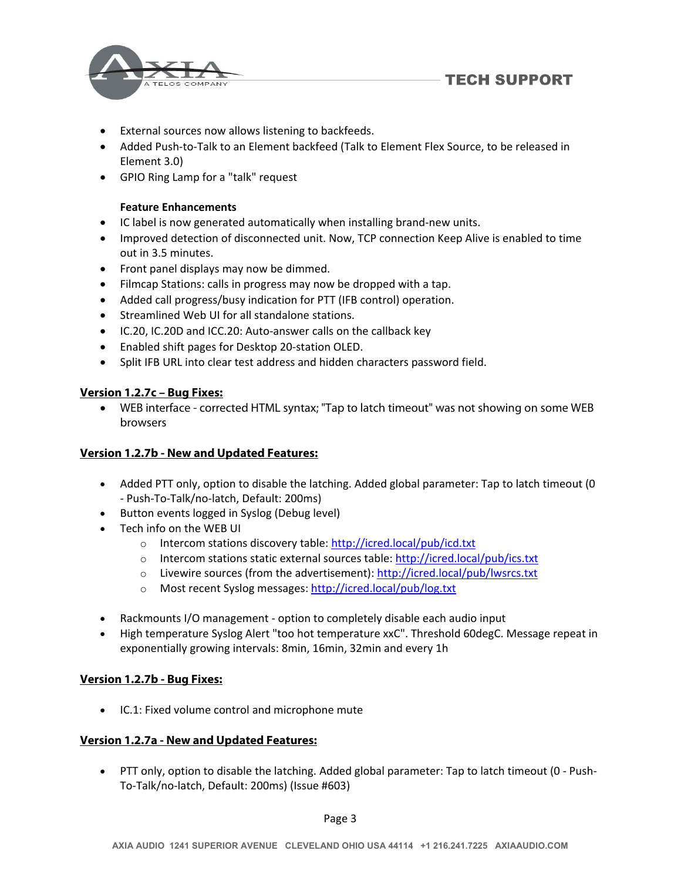- External sources now allows listening to backfeeds.
- Added Push-to-Talk to an Element backfeed (Talk to Element Flex Source, to be released in Element 3.0)
- GPIO Ring Lamp for a "talk" request

**Feature Enhancements**

- IC label is now generated automatically when installing brand-new units.
- Improved detection of disconnected unit. Now, TCP connection Keep Alive is enabled to time out in 3.5 minutes.
- Front panel displays may now be dimmed.
- Filmcap Stations: calls in progress may now be dropped with a tap.
- Added call progress/busy indication for PTT (IFB control) operation.
- Streamlined Web UI for all standalone stations.
- IC.20, IC.20D and ICC.20: Auto-answer calls on the callback key
- Enabled shift pages for Desktop 20-station OLED.
- Split IFB URL into clear test address and hidden characters password field.

**Version 1.2.7c – Bug Fixes:**

- WEB interface - corrected HTML syntax; "Tap to latch timeout" was not showing on some WEB browsers

**Version 1.2.7b - New and Updated Features:**

- Added PTT only, option to disable the latching. Added global parameter: Tap to latch timeout (0 - Push-To-Talk/no-latch, Default: 200ms)
- Button events logged in Syslog (Debug level)
- Tech info on the WEB UI
  - Intercom stations discovery table: http://icred.local/pub/icd.txt
  - Intercom stations static external sources table: http://icred.local/pub/ics.txt
  - Livewire sources (from the advertisement): http://icred.local/pub/lwsrcs.txt
  - Most recent Syslog messages: http://icred.local/pub/log.txt
- Rackmounts I/O management - option to completely disable each audio input
- High temperature Syslog Alert "too hot temperature xxC". Threshold 60degC. Message repeat in exponentially growing intervals: 8min, 16min, 32min and every 1h

**Version 1.2.7b - Bug Fixes:**

- IC.1: Fixed volume control and microphone mute

**Version 1.2.7a - New and Updated Features:**

- PTT only, option to disable the latching. Added global parameter: Tap to latch timeout (0 - Push-To-Talk/no-latch, Default: 200ms) (Issue #603)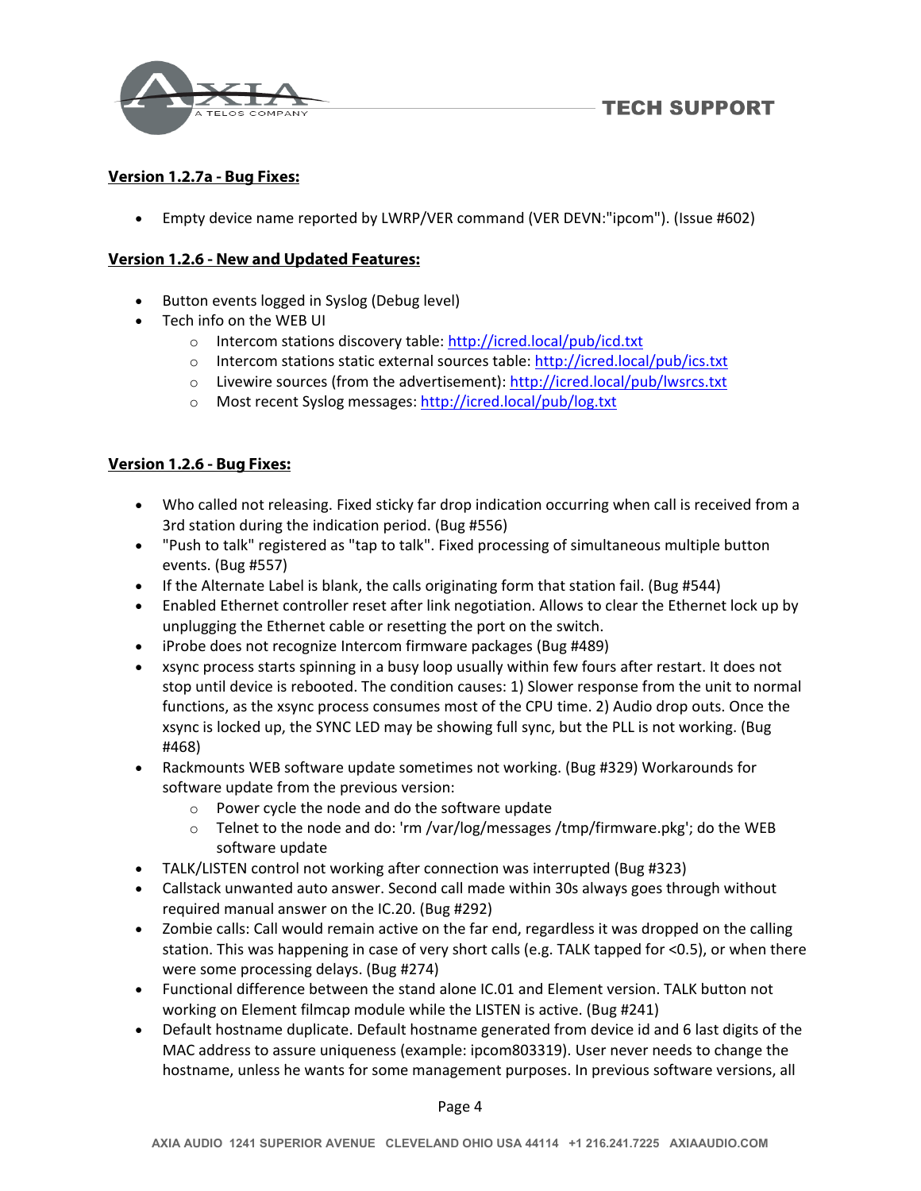**Version 1.2.7a - Bug Fixes:**

- Empty device name reported by LWRP/VER command (VER DEVN:"ipcom"). (Issue #602)

**Version 1.2.6 - New and Updated Features:**

- Button events logged in Syslog (Debug level)
- Tech info on the WEB UI
    - Intercom stations discovery table: http://icred.local/pub/icd.txt
    - Intercom stations static external sources table: http://icred.local/pub/ics.txt
    - Livewire sources (from the advertisement): http://icred.local/pub/lwsrcs.txt
    - Most recent Syslog messages: http://icred.local/pub/log.txt

**Version 1.2.6 - Bug Fixes:**

- Who called not releasing. Fixed sticky far drop indication occurring when call is received from a 3rd station during the indication period. (Bug #556)
- "Push to talk" registered as "tap to talk". Fixed processing of simultaneous multiple button events. (Bug #557)
- If the Alternate Label is blank, the calls originating form that station fail. (Bug #544)
- Enabled Ethernet controller reset after link negotiation. Allows to clear the Ethernet lock up by unplugging the Ethernet cable or resetting the port on the switch.
- iProbe does not recognize Intercom firmware packages (Bug #489)
- xsync process starts spinning in a busy loop usually within few fours after restart. It does not stop until device is rebooted. The condition causes: 1) Slower response from the unit to normal functions, as the xsync process consumes most of the CPU time. 2) Audio drop outs. Once the xsync is locked up, the SYNC LED may be showing full sync, but the PLL is not working. (Bug #468)
- Rackmounts WEB software update sometimes not working. (Bug #329) Workarounds for software update from the previous version:
    - Power cycle the node and do the software update
    - Telnet to the node and do: 'rm /var/log/messages /tmp/firmware.pkg'; do the WEB software update
- TALK/LISTEN control not working after connection was interrupted (Bug #323)
- Callstack unwanted auto answer. Second call made within 30s always goes through without required manual answer on the IC.20. (Bug #292)
- Zombie calls: Call would remain active on the far end, regardless it was dropped on the calling station. This was happening in case of very short calls (e.g. TALK tapped for <0.5), or when there were some processing delays. (Bug #274)
- Functional difference between the stand alone IC.01 and Element version. TALK button not working on Element filmcap module while the LISTEN is active. (Bug #241)
- Default hostname duplicate. Default hostname generated from device id and 6 last digits of the MAC address to assure uniqueness (example: ipcom803319). User never needs to change the hostname, unless he wants for some management purposes. In previous software versions, all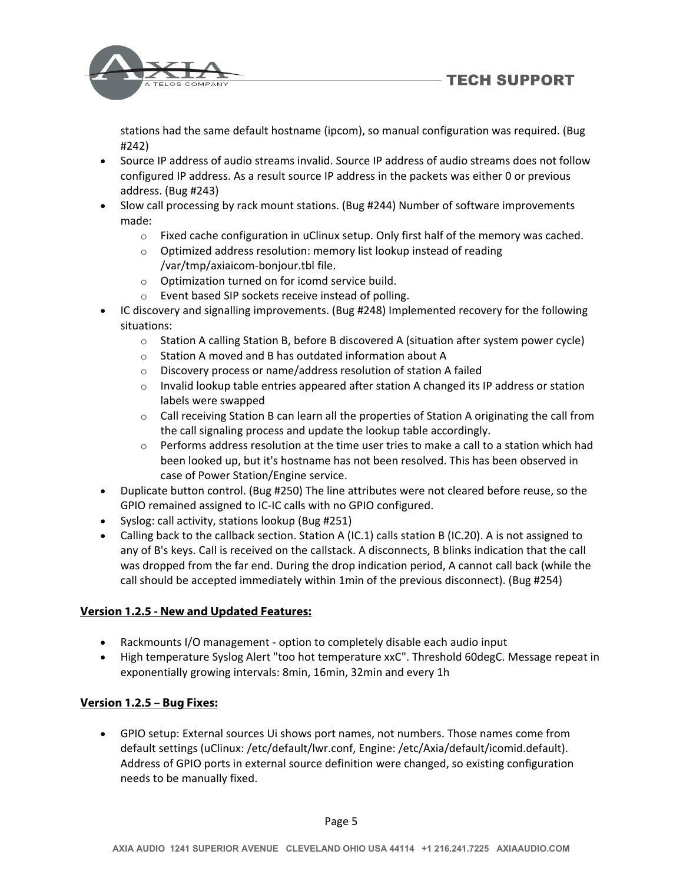stations had the same default hostname (ipcom), so manual configuration was required. (Bug #242)

- Source IP address of audio streams invalid. Source IP address of audio streams does not follow configured IP address. As a result source IP address in the packets was either 0 or previous address. (Bug #243)
- Slow call processing by rack mount stations. (Bug #244) Number of software improvements made:
  - Fixed cache configuration in uClinux setup. Only first half of the memory was cached.
  - Optimized address resolution: memory list lookup instead of reading /var/tmp/axiaicom-bonjour.tbl file.
  - Optimization turned on for icomd service build.
  - Event based SIP sockets receive instead of polling.
- IC discovery and signalling improvements. (Bug #248) Implemented recovery for the following situations:
  - Station A calling Station B, before B discovered A (situation after system power cycle)
  - Station A moved and B has outdated information about A
  - Discovery process or name/address resolution of station A failed
  - Invalid lookup table entries appeared after station A changed its IP address or station labels were swapped
  - Call receiving Station B can learn all the properties of Station A originating the call from the call signaling process and update the lookup table accordingly.
  - Performs address resolution at the time user tries to make a call to a station which had been looked up, but it's hostname has not been resolved. This has been observed in case of Power Station/Engine service.
- Duplicate button control. (Bug #250) The line attributes were not cleared before reuse, so the GPIO remained assigned to IC-IC calls with no GPIO configured.
- Syslog: call activity, stations lookup (Bug #251)
- Calling back to the callback section. Station A (IC.1) calls station B (IC.20). A is not assigned to any of B's keys. Call is received on the callstack. A disconnects, B blinks indication that the call was dropped from the far end. During the drop indication period, A cannot call back (while the call should be accepted immediately within 1min of the previous disconnect). (Bug #254)

**<u>Version 1.2.5 - New and Updated Features:</u>**

- Rackmounts I/O management - option to completely disable each audio input
- High temperature Syslog Alert "too hot temperature xxC". Threshold 60degC. Message repeat in exponentially growing intervals: 8min, 16min, 32min and every 1h

**<u>Version 1.2.5 – Bug Fixes:</u>**

- GPIO setup: External sources Ui shows port names, not numbers. Those names come from default settings (uClinux: /etc/default/lwr.conf, Engine: /etc/Axia/default/icomid.default). Address of GPIO ports in external source definition were changed, so existing configuration needs to be manually fixed.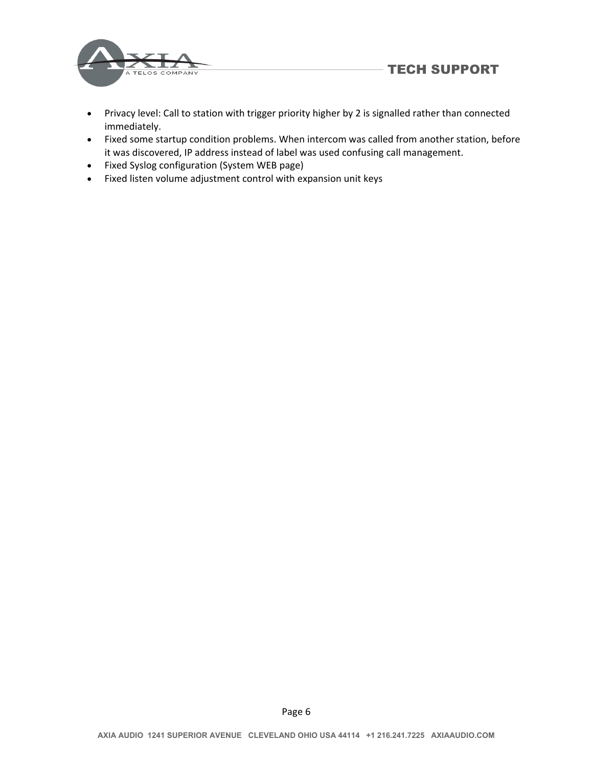- Privacy level: Call to station with trigger priority higher by 2 is signalled rather than connected immediately.
- Fixed some startup condition problems. When intercom was called from another station, before it was discovered, IP address instead of label was used confusing call management.
- Fixed Syslog configuration (System WEB page)
- Fixed listen volume adjustment control with expansion unit keys